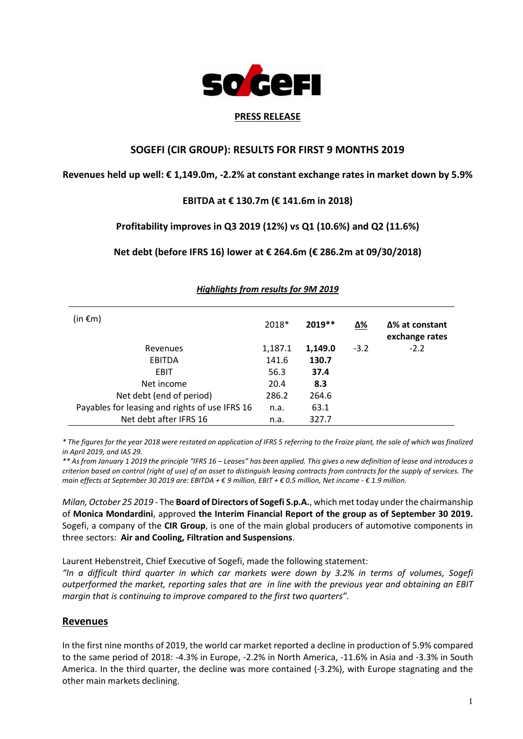**PRESS RELEASE**

## SOGEFI (CIR GROUP): RESULTS FOR FIRST 9 MONTHS 2019

**Revenues held up well: € 1,149.0m, -2.2% at constant exchange rates in market down by 5.9%**

**EBITDA at € 130.7m (€ 141.6m in 2018)**

**Profitability improves in Q3 2019 (12%) vs Q1 (10.6%) and Q2 (11.6%)**

**Net debt (before IFRS 16) lower at € 264.6m (€ 286.2m at 09/30/2018)**

***Highlights from results for 9M 2019***

| (in €m) | 2018* | 2019** | Δ% | Δ% at constant exchange rates |
|---|---|---|---|---|
| Revenues | 1,187.1 | **1,149.0** | -3.2 | -2.2 |
| EBITDA | 141.6 | **130.7** | | |
| EBIT | 56.3 | **37.4** | | |
| Net income | 20.4 | **8.3** | | |
| Net debt (end of period) | 286.2 | 264.6 | | |
| Payables for leasing and rights of use IFRS 16 | n.a. | 63.1 | | |
| Net debt after IFRS 16 | n.a. | 327.7 | | |

*\* The figures for the year 2018 were restated on application of IFRS 5 referring to the Fraize plant, the sale of which was finalized in April 2019, and IAS 29.*

*\*\* As from January 1 2019 the principle "IFRS 16 – Leases" has been applied. This gives a new definition of lease and introduces a criterion based on control (right of use) of an asset to distinguish leasing contracts from contracts for the supply of services. The main effects at September 30 2019 are: EBITDA + € 9 million, EBIT + € 0.5 million, Net income - € 1.9 million.*

*Milan, October 25 2019* - The **Board of Directors of Sogefi S.p.A.**, which met today under the chairmanship of **Monica Mondardini**, approved **the Interim Financial Report of the group as of September 30 2019.** Sogefi, a company of the **CIR Group**, is one of the main global producers of automotive components in three sectors: **Air and Cooling, Filtration and Suspensions**.

Laurent Hebenstreit, Chief Executive of Sogefi, made the following statement:
*"In a difficult third quarter in which car markets were down by 3.2% in terms of volumes, Sogefi outperformed the market, reporting sales that are in line with the previous year and obtaining an EBIT margin that is continuing to improve compared to the first two quarters".*

## Revenues

In the first nine months of 2019, the world car market reported a decline in production of 5.9% compared to the same period of 2018: -4.3% in Europe, -2.2% in North America, -11.6% in Asia and -3.3% in South America. In the third quarter, the decline was more contained (-3.2%), with Europe stagnating and the other main markets declining.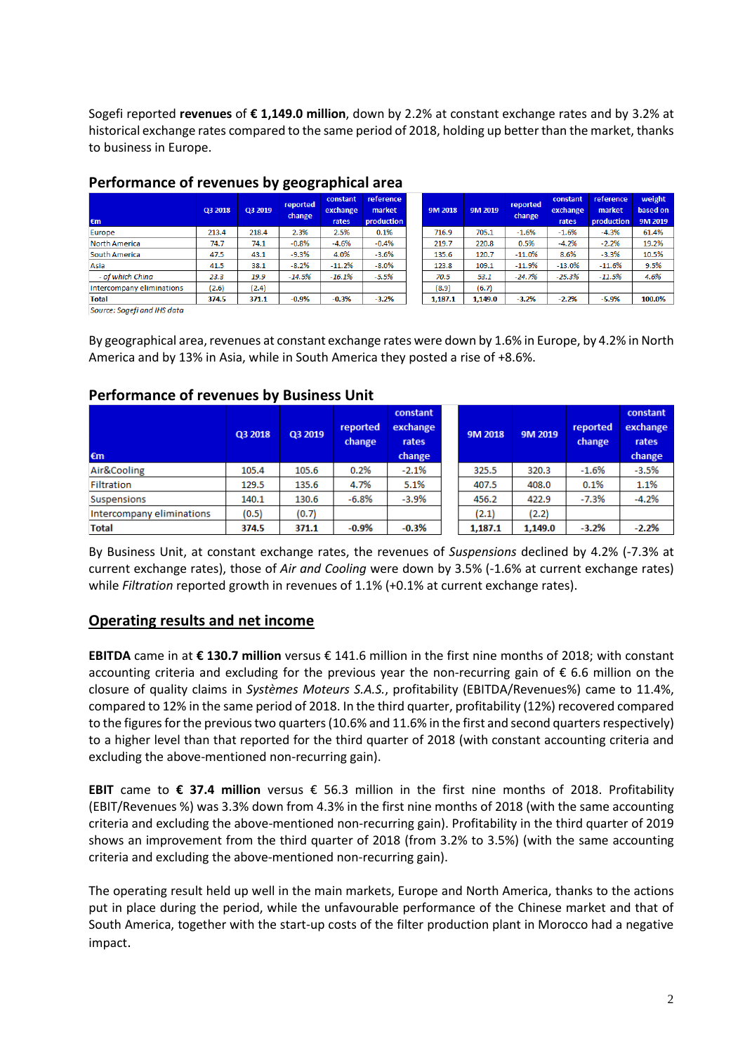Sogefi reported **revenues** of **€ 1,149.0 million**, down by 2.2% at constant exchange rates and by 3.2% at historical exchange rates compared to the same period of 2018, holding up better than the market, thanks to business in Europe.

## Performance of revenues by geographical area

| €m | Q3 2018 | Q3 2019 | reported change | constant exchange rates | reference market production | | 9M 2018 | 9M 2019 | reported change | constant exchange rates | reference market production | weight based on 9M 2019 |
|---|---|---|---|---|---|---|---|---|---|---|---|---|
| Europe | 213.4 | 218.4 | 2.3% | 2.5% | 0.1% | | 716.9 | 705.1 | -1.6% | -1.6% | -4.3% | 61.4% |
| North America | 74.7 | 74.1 | -0.8% | -4.6% | -0.4% | | 219.7 | 220.8 | 0.5% | -4.2% | -2.2% | 19.2% |
| South America | 47.5 | 43.1 | -9.3% | 4.0% | -3.6% | | 135.6 | 120.7 | -11.0% | 8.6% | -3.3% | 10.5% |
| Asia | 41.5 | 38.1 | -8.2% | -11.2% | -8.0% | | 123.8 | 109.1 | -11.9% | -13.0% | -11.6% | 9.5% |
| *- of which China* | *23.3* | *19.9* | *-14.5%* | *-16.1%* | *-5.5%* | | *70.5* | *53.1* | *-24.7%* | *-25.3%* | *-11.5%* | *4.6%* |
| Intercompany eliminations | (2.6) | (2.4) | | | | | (8.9) | (6.7) | | | | |
| **Total** | **374.5** | **371.1** | **-0.9%** | **-0.3%** | **-3.2%** | | **1,187.1** | **1,149.0** | **-3.2%** | **-2.2%** | **-5.9%** | **100.0%** |

*Source: Sogefi and IHS data*

By geographical area, revenues at constant exchange rates were down by 1.6% in Europe, by 4.2% in North America and by 13% in Asia, while in South America they posted a rise of +8.6%.

## Performance of revenues by Business Unit

| €m | Q3 2018 | Q3 2019 | reported change | constant exchange rates change | | 9M 2018 | 9M 2019 | reported change | constant exchange rates change |
|---|---|---|---|---|---|---|---|---|---|
| Air&Cooling | 105.4 | 105.6 | 0.2% | -2.1% | | 325.5 | 320.3 | -1.6% | -3.5% |
| Filtration | 129.5 | 135.6 | 4.7% | 5.1% | | 407.5 | 408.0 | 0.1% | 1.1% |
| Suspensions | 140.1 | 130.6 | -6.8% | -3.9% | | 456.2 | 422.9 | -7.3% | -4.2% |
| Intercompany eliminations | (0.5) | (0.7) | | | | (2.1) | (2.2) | | |
| **Total** | **374.5** | **371.1** | **-0.9%** | **-0.3%** | | **1,187.1** | **1,149.0** | **-3.2%** | **-2.2%** |

By Business Unit, at constant exchange rates, the revenues of *Suspensions* declined by 4.2% (-7.3% at current exchange rates), those of *Air and Cooling* were down by 3.5% (-1.6% at current exchange rates) while *Filtration* reported growth in revenues of 1.1% (+0.1% at current exchange rates).

## Operating results and net income

**EBITDA** came in at **€ 130.7 million** versus € 141.6 million in the first nine months of 2018; with constant accounting criteria and excluding for the previous year the non-recurring gain of € 6.6 million on the closure of quality claims in *Systèmes Moteurs S.A.S.*, profitability (EBITDA/Revenues%) came to 11.4%, compared to 12% in the same period of 2018. In the third quarter, profitability (12%) recovered compared to the figures for the previous two quarters (10.6% and 11.6% in the first and second quarters respectively) to a higher level than that reported for the third quarter of 2018 (with constant accounting criteria and excluding the above-mentioned non-recurring gain).

**EBIT** came to **€ 37.4 million** versus € 56.3 million in the first nine months of 2018. Profitability (EBIT/Revenues %) was 3.3% down from 4.3% in the first nine months of 2018 (with the same accounting criteria and excluding the above-mentioned non-recurring gain). Profitability in the third quarter of 2019 shows an improvement from the third quarter of 2018 (from 3.2% to 3.5%) (with the same accounting criteria and excluding the above-mentioned non-recurring gain).

The operating result held up well in the main markets, Europe and North America, thanks to the actions put in place during the period, while the unfavourable performance of the Chinese market and that of South America, together with the start-up costs of the filter production plant in Morocco had a negative impact.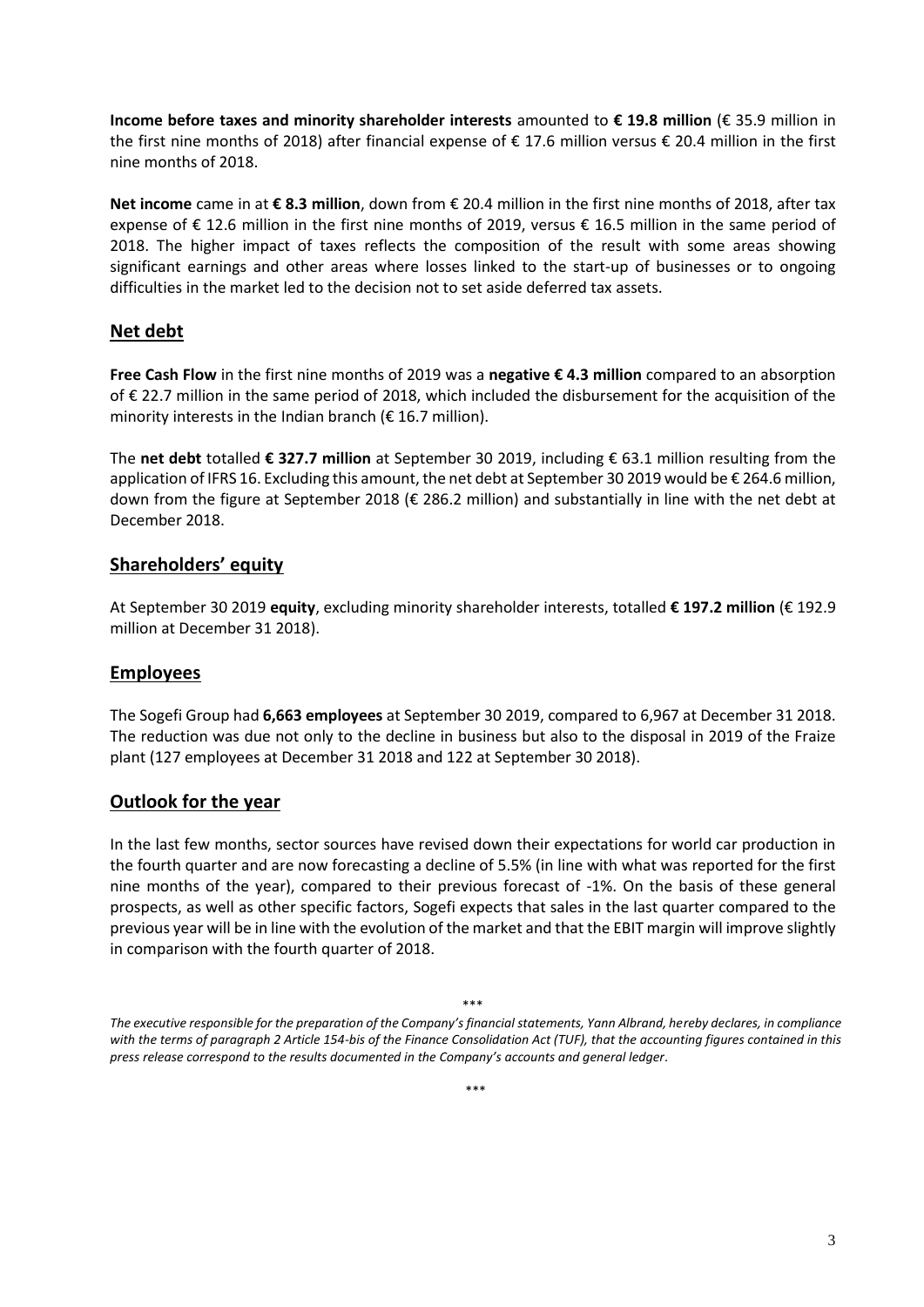**Income before taxes and minority shareholder interests** amounted to **€ 19.8 million** (€ 35.9 million in the first nine months of 2018) after financial expense of € 17.6 million versus € 20.4 million in the first nine months of 2018.

**Net income** came in at **€ 8.3 million**, down from € 20.4 million in the first nine months of 2018, after tax expense of € 12.6 million in the first nine months of 2019, versus € 16.5 million in the same period of 2018. The higher impact of taxes reflects the composition of the result with some areas showing significant earnings and other areas where losses linked to the start-up of businesses or to ongoing difficulties in the market led to the decision not to set aside deferred tax assets.

## Net debt

**Free Cash Flow** in the first nine months of 2019 was a **negative € 4.3 million** compared to an absorption of € 22.7 million in the same period of 2018, which included the disbursement for the acquisition of the minority interests in the Indian branch (€ 16.7 million).

The **net debt** totalled **€ 327.7 million** at September 30 2019, including € 63.1 million resulting from the application of IFRS 16. Excluding this amount, the net debt at September 30 2019 would be € 264.6 million, down from the figure at September 2018 (€ 286.2 million) and substantially in line with the net debt at December 2018.

## Shareholders' equity

At September 30 2019 **equity**, excluding minority shareholder interests, totalled **€ 197.2 million** (€ 192.9 million at December 31 2018).

## Employees

The Sogefi Group had **6,663 employees** at September 30 2019, compared to 6,967 at December 31 2018. The reduction was due not only to the decline in business but also to the disposal in 2019 of the Fraize plant (127 employees at December 31 2018 and 122 at September 30 2018).

## Outlook for the year

In the last few months, sector sources have revised down their expectations for world car production in the fourth quarter and are now forecasting a decline of 5.5% (in line with what was reported for the first nine months of the year), compared to their previous forecast of -1%. On the basis of these general prospects, as well as other specific factors, Sogefi expects that sales in the last quarter compared to the previous year will be in line with the evolution of the market and that the EBIT margin will improve slightly in comparison with the fourth quarter of 2018.

\*\*\*

*The executive responsible for the preparation of the Company's financial statements, Yann Albrand, hereby declares, in compliance with the terms of paragraph 2 Article 154-bis of the Finance Consolidation Act (TUF), that the accounting figures contained in this press release correspond to the results documented in the Company's accounts and general ledger.*

\*\*\*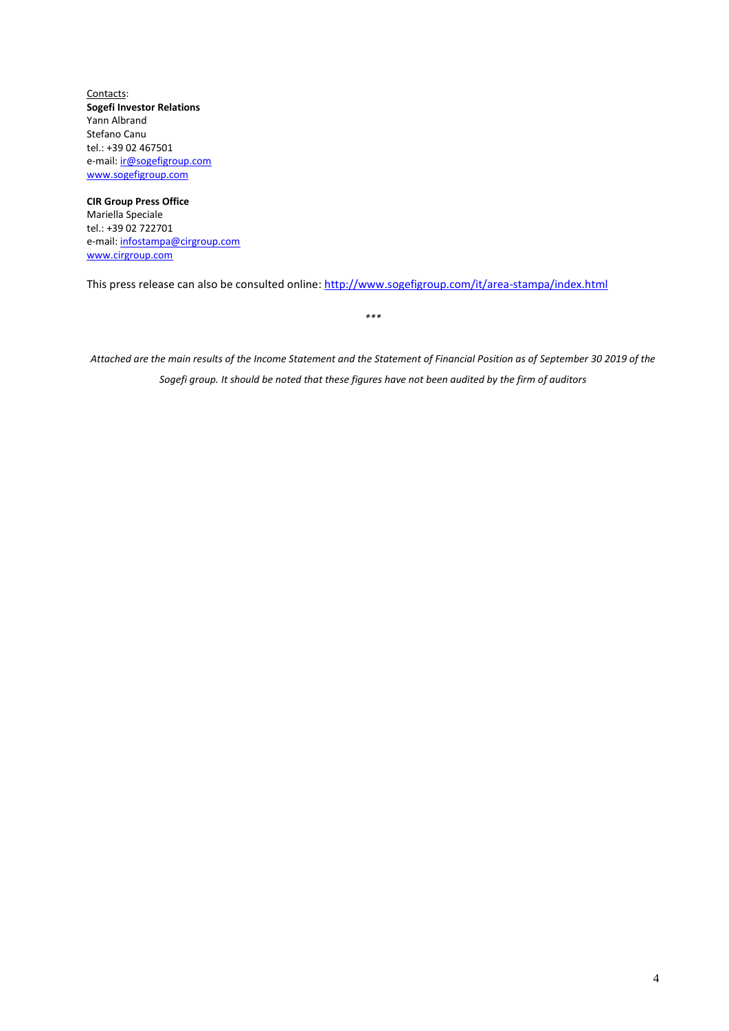Contacts:

**Sogefi Investor Relations**
Yann Albrand
Stefano Canu
tel.: +39 02 467501
e-mail: ir@sogefigroup.com
www.sogefigroup.com

**CIR Group Press Office**
Mariella Speciale
tel.: +39 02 722701
e-mail: infostampa@cirgroup.com
www.cirgroup.com

This press release can also be consulted online: http://www.sogefigroup.com/it/area-stampa/index.html

***

*Attached are the main results of the Income Statement and the Statement of Financial Position as of September 30 2019 of the Sogefi group. It should be noted that these figures have not been audited by the firm of auditors*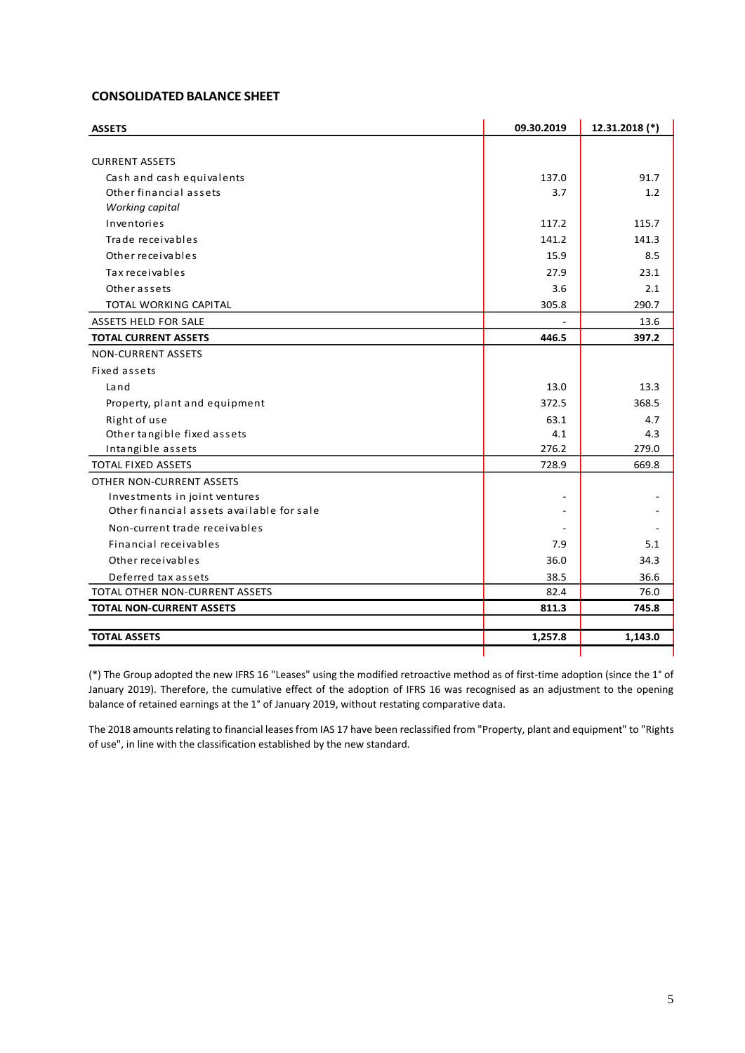## CONSOLIDATED BALANCE SHEET

| ASSETS | 09.30.2019 | 12.31.2018 (*) |
|---|---|---|
| CURRENT ASSETS | | |
| Cash and cash equivalents | 137.0 | 91.7 |
| Other financial assets | 3.7 | 1.2 |
| *Working capital* | | |
| Inventories | 117.2 | 115.7 |
| Trade receivables | 141.2 | 141.3 |
| Other receivables | 15.9 | 8.5 |
| Tax receivables | 27.9 | 23.1 |
| Other assets | 3.6 | 2.1 |
| TOTAL WORKING CAPITAL | 305.8 | 290.7 |
| ASSETS HELD FOR SALE | - | 13.6 |
| **TOTAL CURRENT ASSETS** | **446.5** | **397.2** |
| NON-CURRENT ASSETS | | |
| Fixed assets | | |
| Land | 13.0 | 13.3 |
| Property, plant and equipment | 372.5 | 368.5 |
| Right of use | 63.1 | 4.7 |
| Other tangible fixed assets | 4.1 | 4.3 |
| Intangible assets | 276.2 | 279.0 |
| TOTAL FIXED ASSETS | 728.9 | 669.8 |
| OTHER NON-CURRENT ASSETS | | |
| Investments in joint ventures | - | - |
| Other financial assets available for sale | - | - |
| Non-current trade receivables | - | - |
| Financial receivables | 7.9 | 5.1 |
| Other receivables | 36.0 | 34.3 |
| Deferred tax assets | 38.5 | 36.6 |
| TOTAL OTHER NON-CURRENT ASSETS | 82.4 | 76.0 |
| **TOTAL NON-CURRENT ASSETS** | **811.3** | **745.8** |
| **TOTAL ASSETS** | **1,257.8** | **1,143.0** |

(*) The Group adopted the new IFRS 16 "Leases" using the modified retroactive method as of first-time adoption (since the 1° of January 2019). Therefore, the cumulative effect of the adoption of IFRS 16 was recognised as an adjustment to the opening balance of retained earnings at the 1° of January 2019, without restating comparative data.

The 2018 amounts relating to financial leases from IAS 17 have been reclassified from "Property, plant and equipment" to "Rights of use", in line with the classification established by the new standard.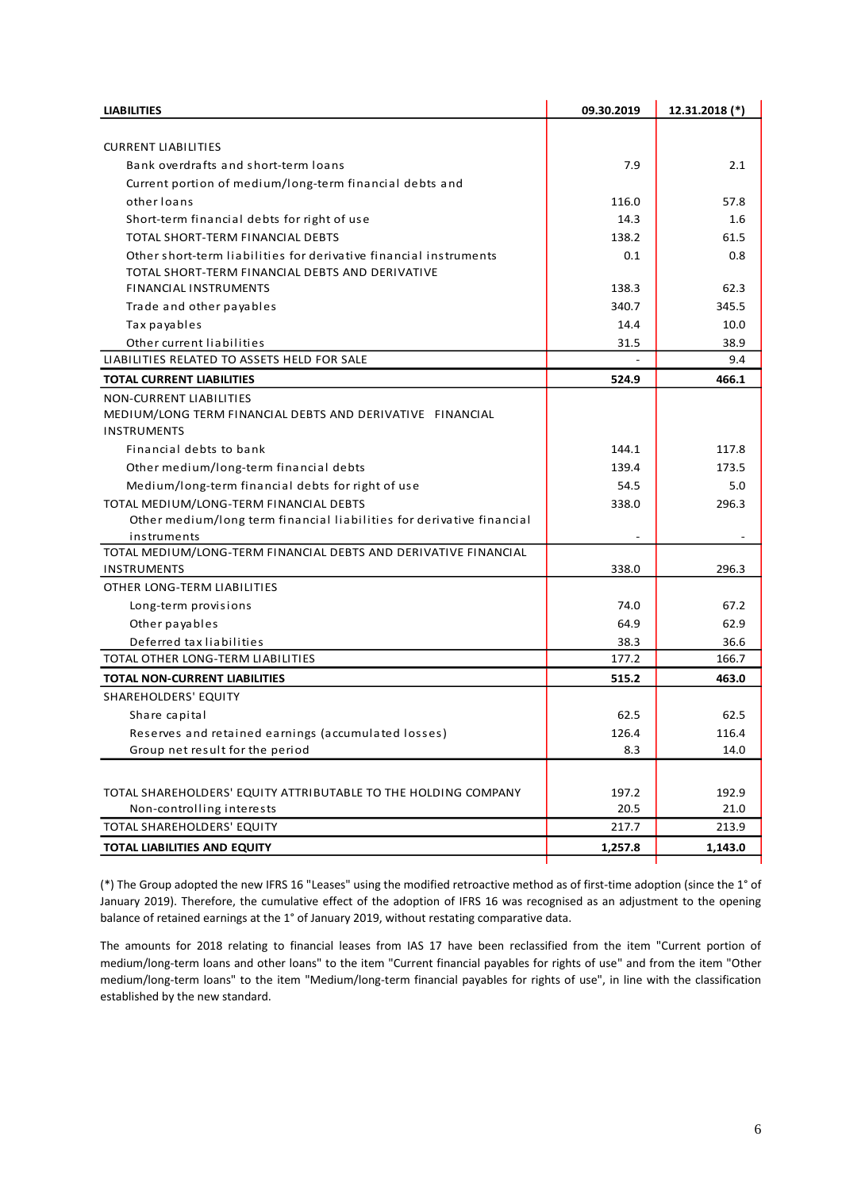| LIABILITIES | 09.30.2019 | 12.31.2018 (*) |
|---|---|---|
| CURRENT LIABILITIES | | |
| Bank overdrafts and short-term loans | 7.9 | 2.1 |
| Current portion of medium/long-term financial debts and other loans | 116.0 | 57.8 |
| Short-term financial debts for right of use | 14.3 | 1.6 |
| TOTAL SHORT-TERM FINANCIAL DEBTS | 138.2 | 61.5 |
| Other short-term liabilities for derivative financial instruments | 0.1 | 0.8 |
| TOTAL SHORT-TERM FINANCIAL DEBTS AND DERIVATIVE FINANCIAL INSTRUMENTS | 138.3 | 62.3 |
| Trade and other payables | 340.7 | 345.5 |
| Tax payables | 14.4 | 10.0 |
| Other current liabilities | 31.5 | 38.9 |
| LIABILITIES RELATED TO ASSETS HELD FOR SALE | - | 9.4 |
| **TOTAL CURRENT LIABILITIES** | **524.9** | **466.1** |
| NON-CURRENT LIABILITIES | | |
| MEDIUM/LONG TERM FINANCIAL DEBTS AND DERIVATIVE FINANCIAL INSTRUMENTS | | |
| Financial debts to bank | 144.1 | 117.8 |
| Other medium/long-term financial debts | 139.4 | 173.5 |
| Medium/long-term financial debts for right of use | 54.5 | 5.0 |
| TOTAL MEDIUM/LONG-TERM FINANCIAL DEBTS | 338.0 | 296.3 |
| Other medium/long term financial liabilities for derivative financial instruments | - | - |
| TOTAL MEDIUM/LONG-TERM FINANCIAL DEBTS AND DERIVATIVE FINANCIAL INSTRUMENTS | 338.0 | 296.3 |
| OTHER LONG-TERM LIABILITIES | | |
| Long-term provisions | 74.0 | 67.2 |
| Other payables | 64.9 | 62.9 |
| Deferred tax liabilities | 38.3 | 36.6 |
| TOTAL OTHER LONG-TERM LIABILITIES | 177.2 | 166.7 |
| **TOTAL NON-CURRENT LIABILITIES** | **515.2** | **463.0** |
| SHAREHOLDERS' EQUITY | | |
| Share capital | 62.5 | 62.5 |
| Reserves and retained earnings (accumulated losses) | 126.4 | 116.4 |
| Group net result for the period | 8.3 | 14.0 |
| TOTAL SHAREHOLDERS' EQUITY ATTRIBUTABLE TO THE HOLDING COMPANY | 197.2 | 192.9 |
| Non-controlling interests | 20.5 | 21.0 |
| TOTAL SHAREHOLDERS' EQUITY | 217.7 | 213.9 |
| **TOTAL LIABILITIES AND EQUITY** | **1,257.8** | **1,143.0** |

(*) The Group adopted the new IFRS 16 "Leases" using the modified retroactive method as of first-time adoption (since the 1° of January 2019). Therefore, the cumulative effect of the adoption of IFRS 16 was recognised as an adjustment to the opening balance of retained earnings at the 1° of January 2019, without restating comparative data.

The amounts for 2018 relating to financial leases from IAS 17 have been reclassified from the item "Current portion of medium/long-term loans and other loans" to the item "Current financial payables for rights of use" and from the item "Other medium/long-term loans" to the item "Medium/long-term financial payables for rights of use", in line with the classification established by the new standard.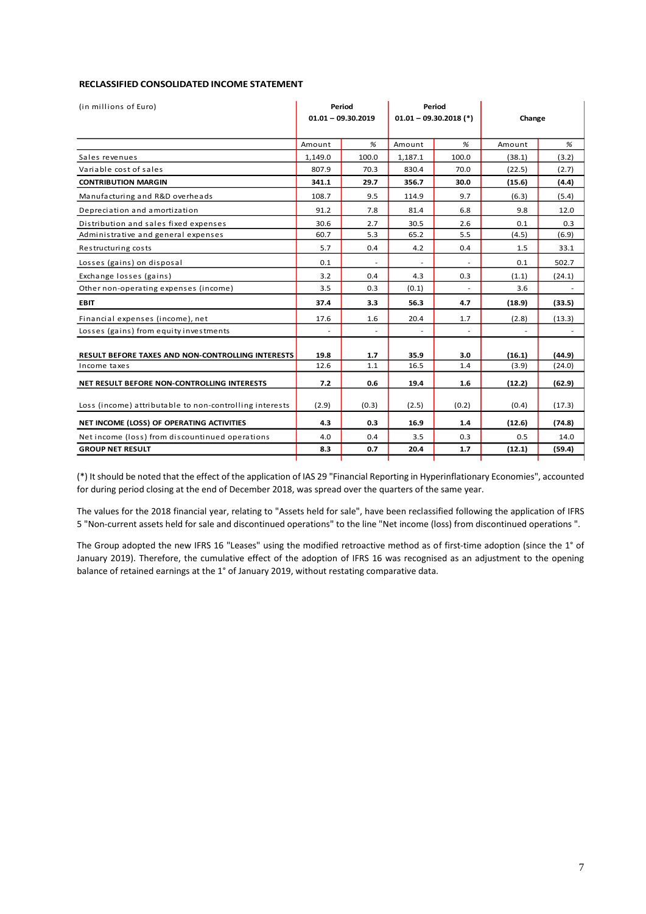**RECLASSIFIED CONSOLIDATED INCOME STATEMENT**

| (in millions of Euro) | Period 01.01 – 09.30.2019 | | Period 01.01 – 09.30.2018 (*) | | Change | |
|---|---|---|---|---|---|---|
| | Amount | % | Amount | % | Amount | % |
| Sales revenues | 1,149.0 | 100.0 | 1,187.1 | 100.0 | (38.1) | (3.2) |
| Variable cost of sales | 807.9 | 70.3 | 830.4 | 70.0 | (22.5) | (2.7) |
| **CONTRIBUTION MARGIN** | **341.1** | **29.7** | **356.7** | **30.0** | **(15.6)** | **(4.4)** |
| Manufacturing and R&D overheads | 108.7 | 9.5 | 114.9 | 9.7 | (6.3) | (5.4) |
| Depreciation and amortization | 91.2 | 7.8 | 81.4 | 6.8 | 9.8 | 12.0 |
| Distribution and sales fixed expenses | 30.6 | 2.7 | 30.5 | 2.6 | 0.1 | 0.3 |
| Administrative and general expenses | 60.7 | 5.3 | 65.2 | 5.5 | (4.5) | (6.9) |
| Restructuring costs | 5.7 | 0.4 | 4.2 | 0.4 | 1.5 | 33.1 |
| Losses (gains) on disposal | 0.1 | - | - | - | 0.1 | 502.7 |
| Exchange losses (gains) | 3.2 | 0.4 | 4.3 | 0.3 | (1.1) | (24.1) |
| Other non-operating expenses (income) | 3.5 | 0.3 | (0.1) | - | 3.6 | - |
| **EBIT** | **37.4** | **3.3** | **56.3** | **4.7** | **(18.9)** | **(33.5)** |
| Financial expenses (income), net | 17.6 | 1.6 | 20.4 | 1.7 | (2.8) | (13.3) |
| Losses (gains) from equity investments | - | - | - | - | - | - |
| **RESULT BEFORE TAXES AND NON-CONTROLLING INTERESTS** | **19.8** | **1.7** | **35.9** | **3.0** | **(16.1)** | **(44.9)** |
| Income taxes | 12.6 | 1.1 | 16.5 | 1.4 | (3.9) | (24.0) |
| **NET RESULT BEFORE NON-CONTROLLING INTERESTS** | **7.2** | **0.6** | **19.4** | **1.6** | **(12.2)** | **(62.9)** |
| Loss (income) attributable to non-controlling interests | (2.9) | (0.3) | (2.5) | (0.2) | (0.4) | (17.3) |
| **NET INCOME (LOSS) OF OPERATING ACTIVITIES** | **4.3** | **0.3** | **16.9** | **1.4** | **(12.6)** | **(74.8)** |
| Net income (loss) from discountinued operations | 4.0 | 0.4 | 3.5 | 0.3 | 0.5 | 14.0 |
| **GROUP NET RESULT** | **8.3** | **0.7** | **20.4** | **1.7** | **(12.1)** | **(59.4)** |

(*) It should be noted that the effect of the application of IAS 29 "Financial Reporting in Hyperinflationary Economies", accounted for during period closing at the end of December 2018, was spread over the quarters of the same year.

The values for the 2018 financial year, relating to "Assets held for sale", have been reclassified following the application of IFRS 5 "Non-current assets held for sale and discontinued operations" to the line "Net income (loss) from discontinued operations ".

The Group adopted the new IFRS 16 "Leases" using the modified retroactive method as of first-time adoption (since the 1° of January 2019). Therefore, the cumulative effect of the adoption of IFRS 16 was recognised as an adjustment to the opening balance of retained earnings at the 1° of January 2019, without restating comparative data.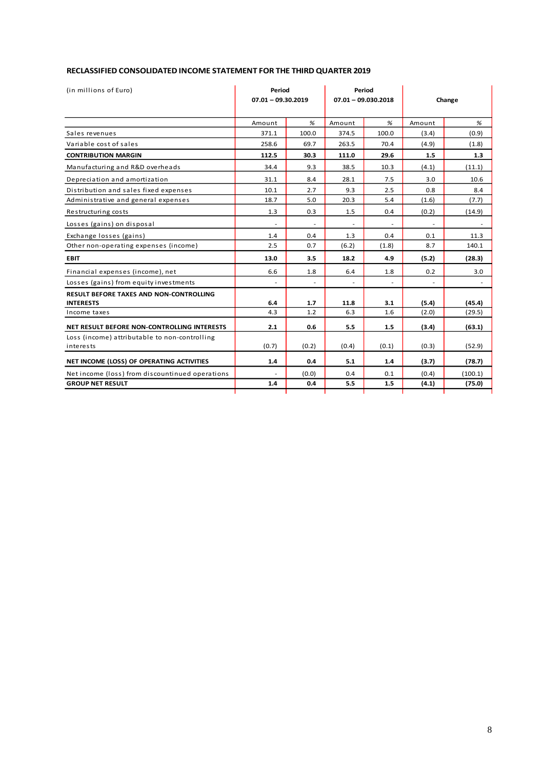### RECLASSIFIED CONSOLIDATED INCOME STATEMENT FOR THE THIRD QUARTER 2019

| (in millions of Euro) | Period 07.01 – 09.30.2019 | | Period 07.01 – 09.030.2018 | | Change | |
|---|---|---|---|---|---|---|
| | Amount | % | Amount | % | Amount | % |
| Sales revenues | 371.1 | 100.0 | 374.5 | 100.0 | (3.4) | (0.9) |
| Variable cost of sales | 258.6 | 69.7 | 263.5 | 70.4 | (4.9) | (1.8) |
| **CONTRIBUTION MARGIN** | **112.5** | **30.3** | **111.0** | **29.6** | **1.5** | **1.3** |
| Manufacturing and R&D overheads | 34.4 | 9.3 | 38.5 | 10.3 | (4.1) | (11.1) |
| Depreciation and amortization | 31.1 | 8.4 | 28.1 | 7.5 | 3.0 | 10.6 |
| Distribution and sales fixed expenses | 10.1 | 2.7 | 9.3 | 2.5 | 0.8 | 8.4 |
| Administrative and general expenses | 18.7 | 5.0 | 20.3 | 5.4 | (1.6) | (7.7) |
| Restructuring costs | 1.3 | 0.3 | 1.5 | 0.4 | (0.2) | (14.9) |
| Losses (gains) on disposal | - | - | - | - | - | - |
| Exchange losses (gains) | 1.4 | 0.4 | 1.3 | 0.4 | 0.1 | 11.3 |
| Other non-operating expenses (income) | 2.5 | 0.7 | (6.2) | (1.8) | 8.7 | 140.1 |
| **EBIT** | **13.0** | **3.5** | **18.2** | **4.9** | **(5.2)** | **(28.3)** |
| Financial expenses (income), net | 6.6 | 1.8 | 6.4 | 1.8 | 0.2 | 3.0 |
| Losses (gains) from equity investments | - | - | - | - | - | - |
| **RESULT BEFORE TAXES AND NON-CONTROLLING INTERESTS** | **6.4** | **1.7** | **11.8** | **3.1** | **(5.4)** | **(45.4)** |
| Income taxes | 4.3 | 1.2 | 6.3 | 1.6 | (2.0) | (29.5) |
| **NET RESULT BEFORE NON-CONTROLLING INTERESTS** | **2.1** | **0.6** | **5.5** | **1.5** | **(3.4)** | **(63.1)** |
| Loss (income) attributable to non-controlling interests | (0.7) | (0.2) | (0.4) | (0.1) | (0.3) | (52.9) |
| **NET INCOME (LOSS) OF OPERATING ACTIVITIES** | **1.4** | **0.4** | **5.1** | **1.4** | **(3.7)** | **(78.7)** |
| Net income (loss) from discountinued operations | - | (0.0) | 0.4 | 0.1 | (0.4) | (100.1) |
| **GROUP NET RESULT** | **1.4** | **0.4** | **5.5** | **1.5** | **(4.1)** | **(75.0)** |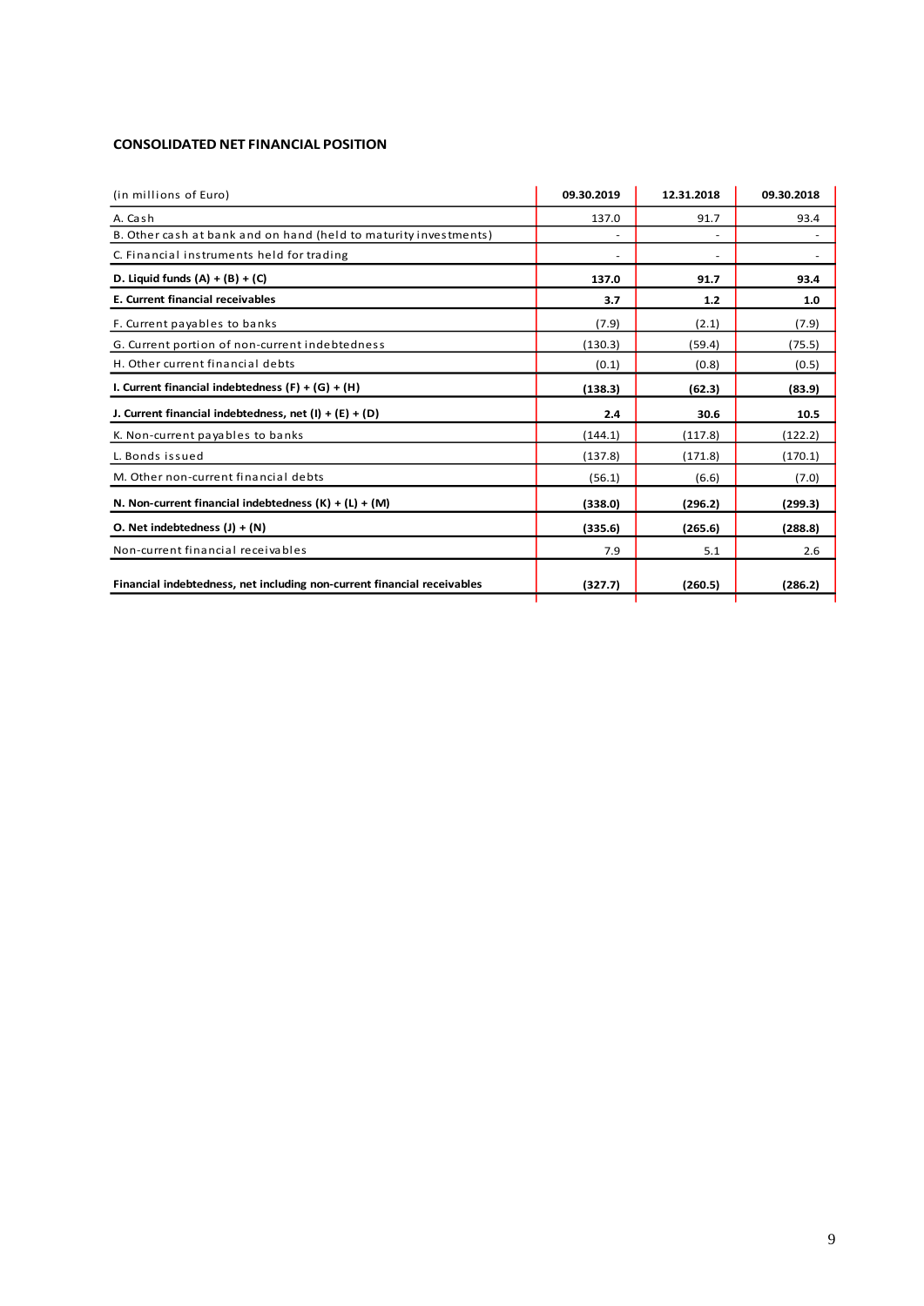**CONSOLIDATED NET FINANCIAL POSITION**

| (in millions of Euro) | 09.30.2019 | 12.31.2018 | 09.30.2018 |
|---|---|---|---|
| A. Cash | 137.0 | 91.7 | 93.4 |
| B. Other cash at bank and on hand (held to maturity investments) | - | - | - |
| C. Financial instruments held for trading | - | - | - |
| **D. Liquid funds (A) + (B) + (C)** | **137.0** | **91.7** | **93.4** |
| **E. Current financial receivables** | **3.7** | **1.2** | **1.0** |
| F. Current payables to banks | (7.9) | (2.1) | (7.9) |
| G. Current portion of non-current indebtedness | (130.3) | (59.4) | (75.5) |
| H. Other current financial debts | (0.1) | (0.8) | (0.5) |
| **I. Current financial indebtedness (F) + (G) + (H)** | **(138.3)** | **(62.3)** | **(83.9)** |
| **J. Current financial indebtedness, net (I) + (E) + (D)** | **2.4** | **30.6** | **10.5** |
| K. Non-current payables to banks | (144.1) | (117.8) | (122.2) |
| L. Bonds issued | (137.8) | (171.8) | (170.1) |
| M. Other non-current financial debts | (56.1) | (6.6) | (7.0) |
| **N. Non-current financial indebtedness (K) + (L) + (M)** | **(338.0)** | **(296.2)** | **(299.3)** |
| **O. Net indebtedness (J) + (N)** | **(335.6)** | **(265.6)** | **(288.8)** |
| Non-current financial receivables | 7.9 | 5.1 | 2.6 |
| **Financial indebtedness, net including non-current financial receivables** | **(327.7)** | **(260.5)** | **(286.2)** |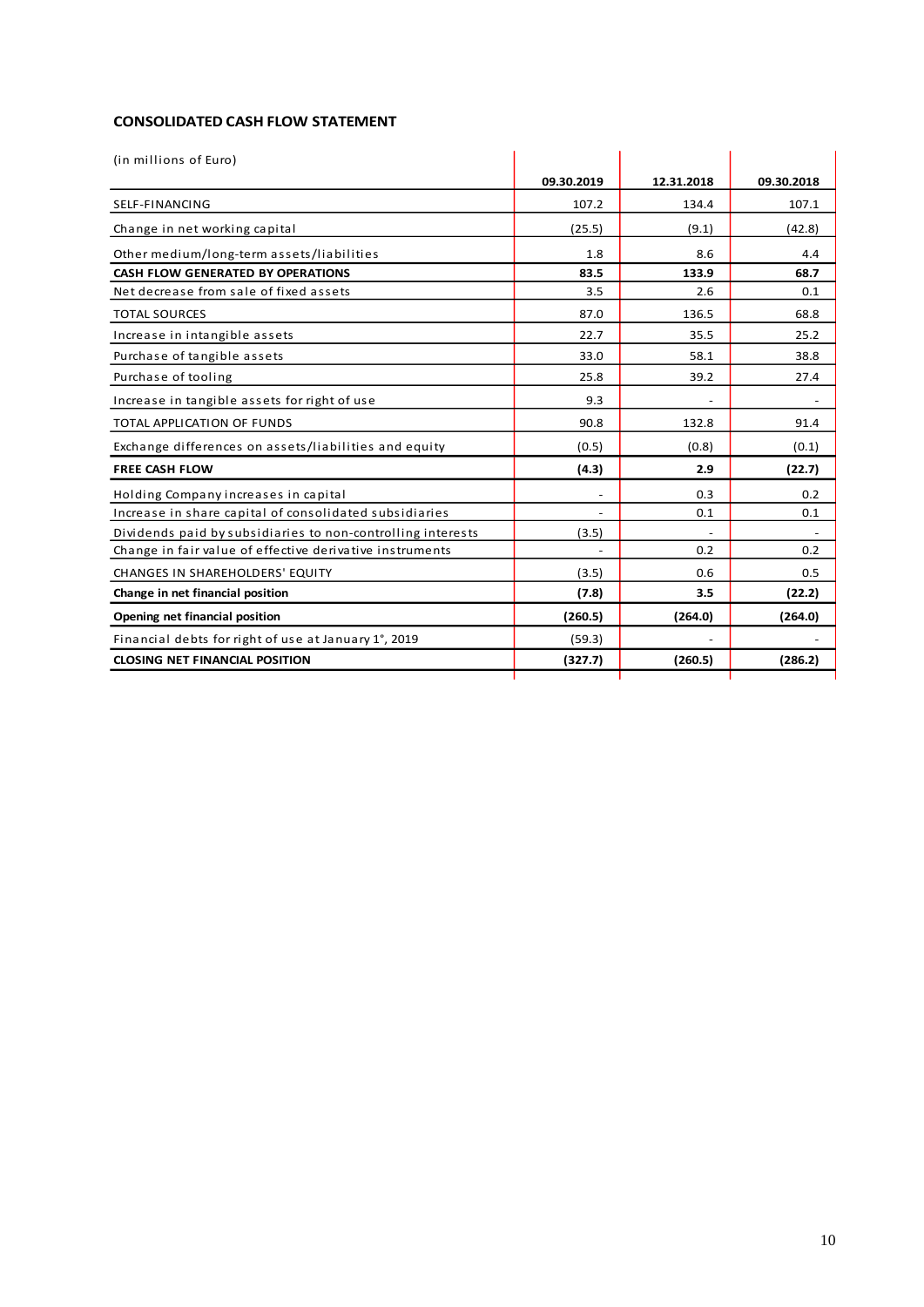## CONSOLIDATED CASH FLOW STATEMENT

| (in millions of Euro) | 09.30.2019 | 12.31.2018 | 09.30.2018 |
|---|---|---|---|
| SELF-FINANCING | 107.2 | 134.4 | 107.1 |
| Change in net working capital | (25.5) | (9.1) | (42.8) |
| Other medium/long-term assets/liabilities | 1.8 | 8.6 | 4.4 |
| **CASH FLOW GENERATED BY OPERATIONS** | **83.5** | **133.9** | **68.7** |
| Net decrease from sale of fixed assets | 3.5 | 2.6 | 0.1 |
| TOTAL SOURCES | 87.0 | 136.5 | 68.8 |
| Increase in intangible assets | 22.7 | 35.5 | 25.2 |
| Purchase of tangible assets | 33.0 | 58.1 | 38.8 |
| Purchase of tooling | 25.8 | 39.2 | 27.4 |
| Increase in tangible assets for right of use | 9.3 | - | - |
| TOTAL APPLICATION OF FUNDS | 90.8 | 132.8 | 91.4 |
| Exchange differences on assets/liabilities and equity | (0.5) | (0.8) | (0.1) |
| **FREE CASH FLOW** | **(4.3)** | **2.9** | **(22.7)** |
| Holding Company increases in capital | - | 0.3 | 0.2 |
| Increase in share capital of consolidated subsidiaries | - | 0.1 | 0.1 |
| Dividends paid by subsidiaries to non-controlling interests | (3.5) | - | - |
| Change in fair value of effective derivative instruments | - | 0.2 | 0.2 |
| CHANGES IN SHAREHOLDERS' EQUITY | (3.5) | 0.6 | 0.5 |
| **Change in net financial position** | **(7.8)** | **3.5** | **(22.2)** |
| **Opening net financial position** | **(260.5)** | **(264.0)** | **(264.0)** |
| Financial debts for right of use at January 1°, 2019 | (59.3) | - | - |
| **CLOSING NET FINANCIAL POSITION** | **(327.7)** | **(260.5)** | **(286.2)** |